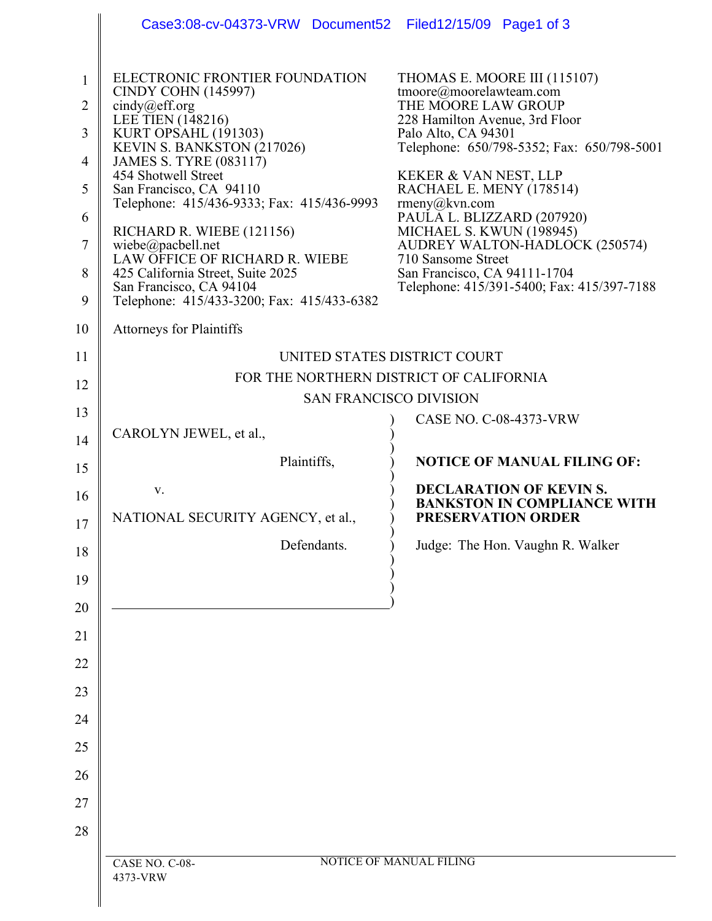ELECTRONIC FRONTIER FOUNDATION
CINDY COHN (145997)
cindy@eff.org
LEE TIEN (148216)
KURT OPSAHL (191303)
KEVIN S. BANKSTON (217026)
JAMES S. TYRE (083117)
454 Shotwell Street
San Francisco, CA 94110
Telephone: 415/436-9333; Fax: 415/436-9993

RICHARD R. WIEBE (121156)
wiebe@pacbell.net
LAW OFFICE OF RICHARD R. WIEBE
425 California Street, Suite 2025
San Francisco, CA 94104
Telephone: 415/433-3200; Fax: 415/433-6382

THOMAS E. MOORE III (115107)
tmoore@moorelawteam.com
THE MOORE LAW GROUP
228 Hamilton Avenue, 3rd Floor
Palo Alto, CA 94301
Telephone: 650/798-5352; Fax: 650/798-5001

KEKER & VAN NEST, LLP
RACHAEL E. MENY (178514)
rmeny@kvn.com
PAULA L. BLIZZARD (207920)
MICHAEL S. KWUN (198945)
AUDREY WALTON-HADLOCK (250574)
710 Sansome Street
San Francisco, CA 94111-1704
Telephone: 415/391-5400; Fax: 415/397-7188

Attorneys for Plaintiffs

UNITED STATES DISTRICT COURT
FOR THE NORTHERN DISTRICT OF CALIFORNIA
SAN FRANCISCO DIVISION

CAROLYN JEWEL, et al.,

Plaintiffs,

v.

NATIONAL SECURITY AGENCY, et al.,

Defendants.

CASE NO. C-08-4373-VRW

**NOTICE OF MANUAL FILING OF:**

**DECLARATION OF KEVIN S. BANKSTON IN COMPLIANCE WITH PRESERVATION ORDER**

Judge: The Hon. Vaughn R. Walker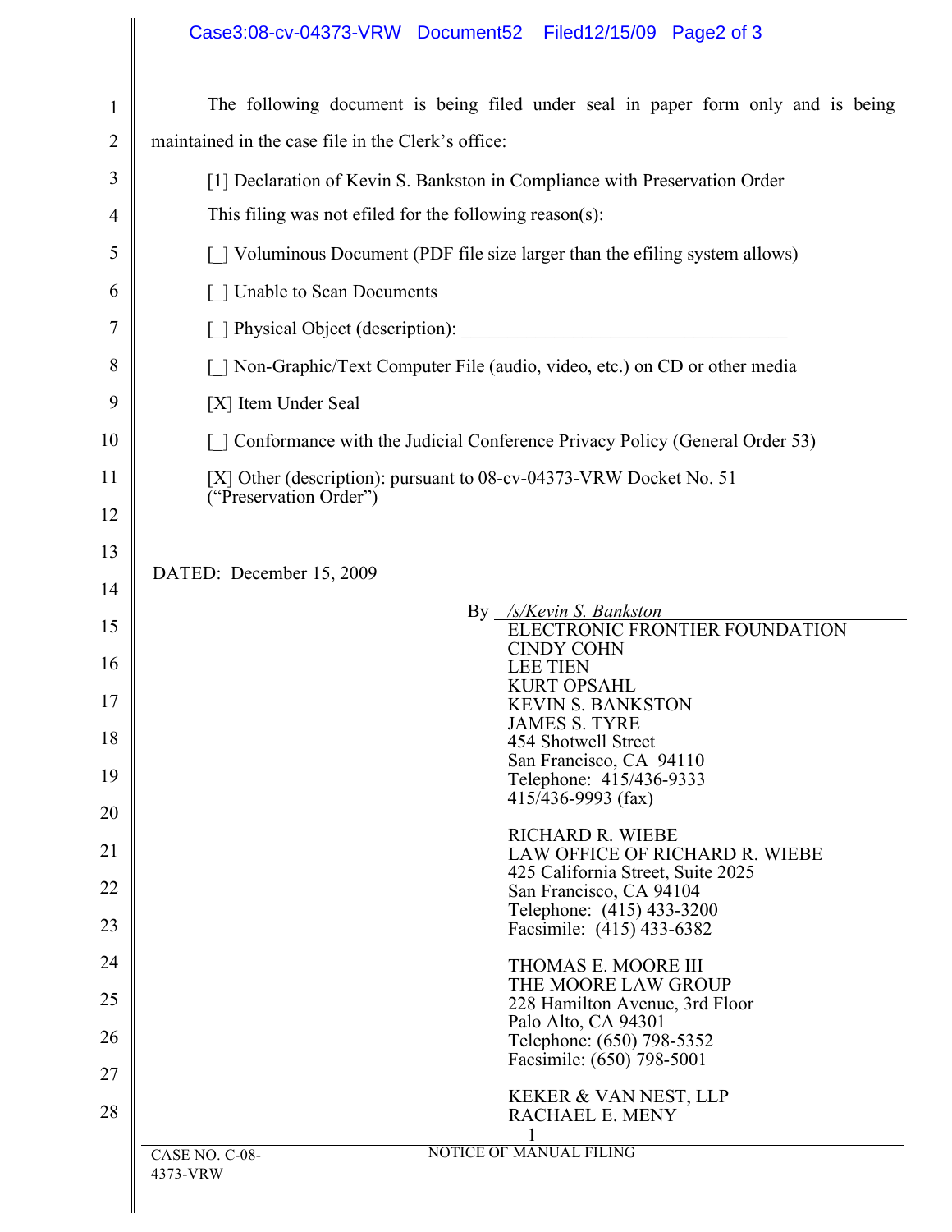The following document is being filed under seal in paper form only and is being maintained in the case file in the Clerk's office:

[1] Declaration of Kevin S. Bankston in Compliance with Preservation Order

This filing was not efiled for the following reason(s):

[_] Voluminous Document (PDF file size larger than the efiling system allows)

[_] Unable to Scan Documents

[_] Physical Object (description): ___________________________________

[_] Non-Graphic/Text Computer File (audio, video, etc.) on CD or other media

[X] Item Under Seal

[_] Conformance with the Judicial Conference Privacy Policy (General Order 53)

[X] Other (description): pursuant to 08-cv-04373-VRW Docket No. 51 ("Preservation Order")

DATED: December 15, 2009

By _/s/Kevin S. Bankston_

ELECTRONIC FRONTIER FOUNDATION
CINDY COHN
LEE TIEN
KURT OPSAHL
KEVIN S. BANKSTON
JAMES S. TYRE
454 Shotwell Street
San Francisco, CA 94110
Telephone: 415/436-9333
415/436-9993 (fax)

RICHARD R. WIEBE
LAW OFFICE OF RICHARD R. WIEBE
425 California Street, Suite 2025
San Francisco, CA 94104
Telephone: (415) 433-3200
Facsimile: (415) 433-6382

THOMAS E. MOORE III
THE MOORE LAW GROUP
228 Hamilton Avenue, 3rd Floor
Palo Alto, CA 94301
Telephone: (650) 798-5352
Facsimile: (650) 798-5001

KEKER & VAN NEST, LLP
RACHAEL E. MENY

CASE NO. C-08-4373-VRW NOTICE OF MANUAL FILING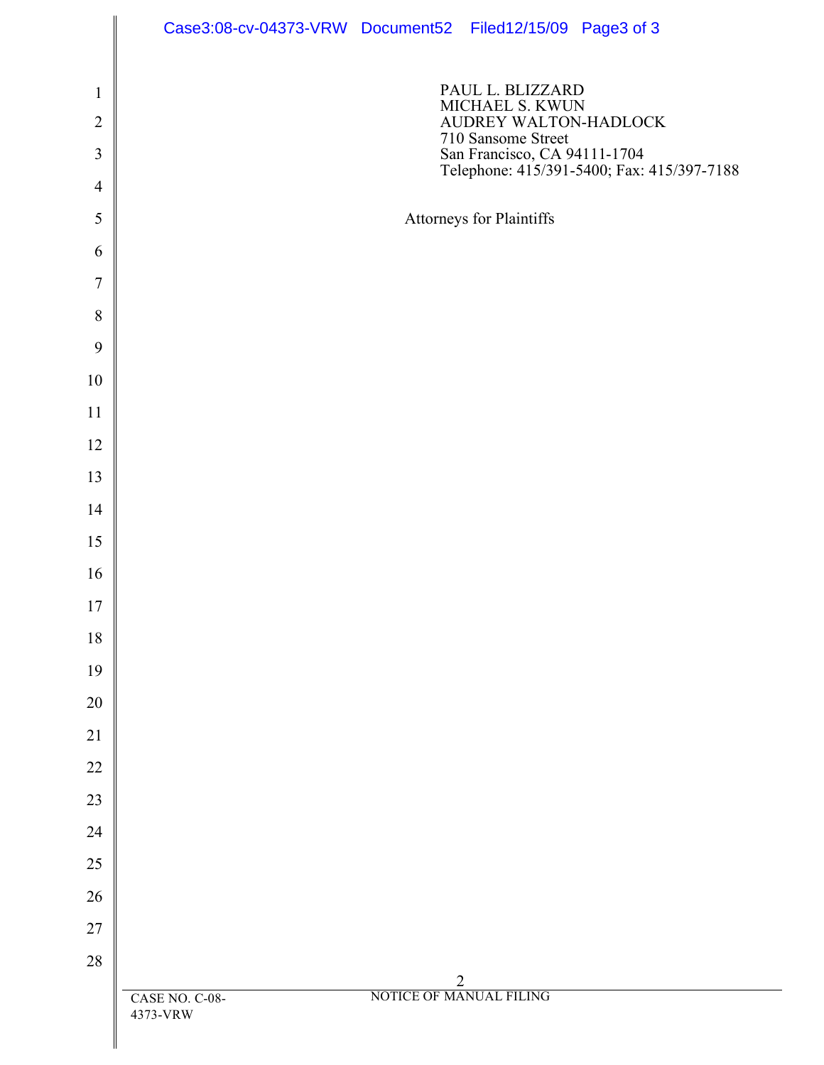PAUL L. BLIZZARD
MICHAEL S. KWUN
AUDREY WALTON-HADLOCK
710 Sansome Street
San Francisco, CA 94111-1704
Telephone: 415/391-5400; Fax: 415/397-7188

Attorneys for Plaintiffs